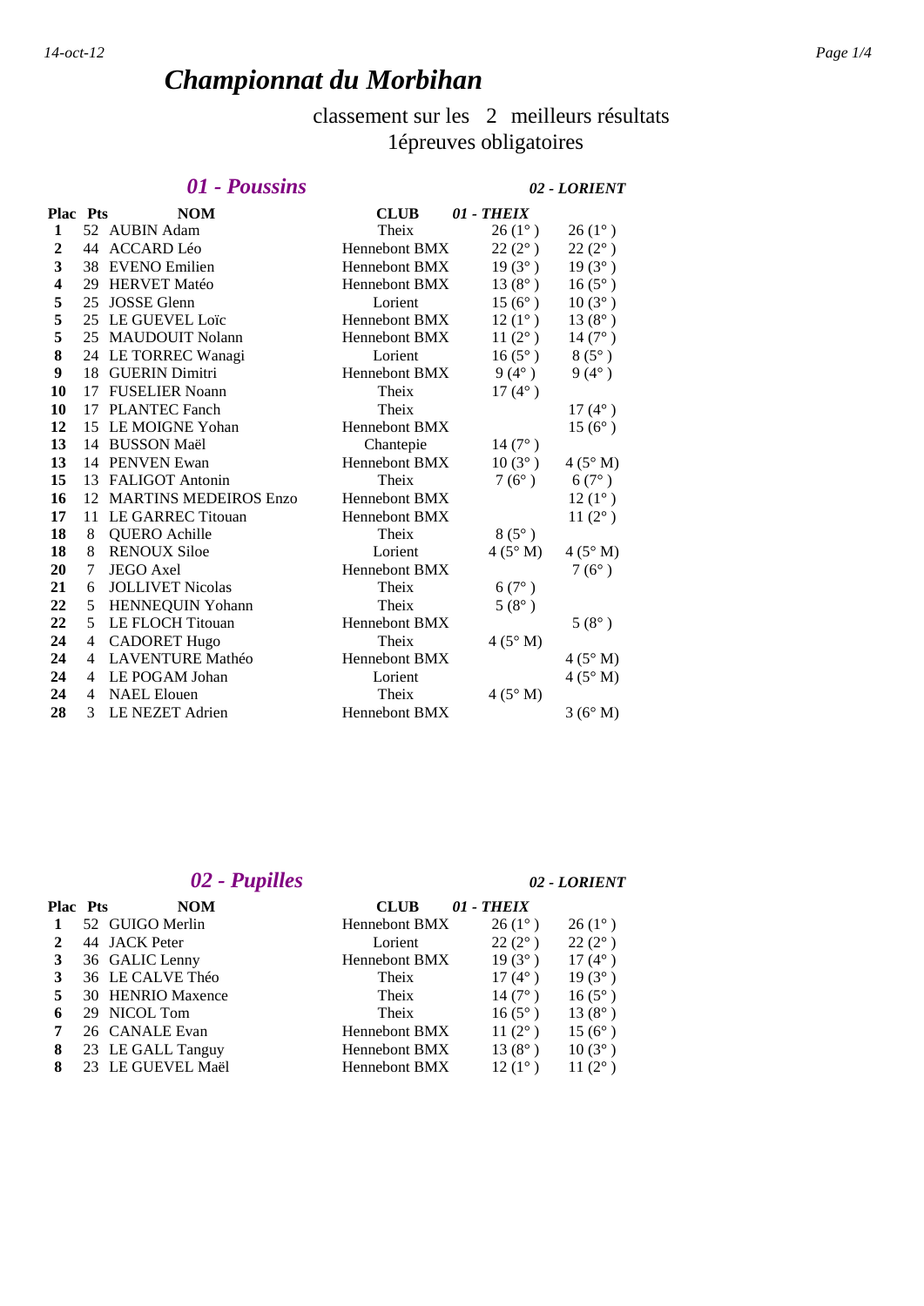# *Championnat du Morbihan*

classement sur les 2 meilleurs résultats
1épreuves obligatoires

## *01 - Poussins*

| Plac | Pts | NOM | CLUB | 01 - THEIX | 02 - LORIENT |
|---|---|---|---|---|---|
| 1 | 52 | AUBIN Adam | Theix | 26 (1° ) | 26 (1° ) |
| 2 | 44 | ACCARD Léo | Hennebont BMX | 22 (2° ) | 22 (2° ) |
| 3 | 38 | EVENO Emilien | Hennebont BMX | 19 (3° ) | 19 (3° ) |
| 4 | 29 | HERVET Matéo | Hennebont BMX | 13 (8° ) | 16 (5° ) |
| 5 | 25 | JOSSE Glenn | Lorient | 15 (6° ) | 10 (3° ) |
| 5 | 25 | LE GUEVEL Loïc | Hennebont BMX | 12 (1° ) | 13 (8° ) |
| 5 | 25 | MAUDOUIT Nolann | Hennebont BMX | 11 (2° ) | 14 (7° ) |
| 8 | 24 | LE TORREC Wanagi | Lorient | 16 (5° ) | 8 (5° ) |
| 9 | 18 | GUERIN Dimitri | Hennebont BMX | 9 (4° ) | 9 (4° ) |
| 10 | 17 | FUSELIER Noann | Theix | 17 (4° ) | |
| 10 | 17 | PLANTEC Fanch | Theix | | 17 (4° ) |
| 12 | 15 | LE MOIGNE Yohan | Hennebont BMX | | 15 (6° ) |
| 13 | 14 | BUSSON Maël | Chantepie | 14 (7° ) | |
| 13 | 14 | PENVEN Ewan | Hennebont BMX | 10 (3° ) | 4 (5° M) |
| 15 | 13 | FALIGOT Antonin | Theix | 7 (6° ) | 6 (7° ) |
| 16 | 12 | MARTINS MEDEIROS Enzo | Hennebont BMX | | 12 (1° ) |
| 17 | 11 | LE GARREC Titouan | Hennebont BMX | | 11 (2° ) |
| 18 | 8 | QUERO Achille | Theix | 8 (5° ) | |
| 18 | 8 | RENOUX Siloe | Lorient | 4 (5° M) | 4 (5° M) |
| 20 | 7 | JEGO Axel | Hennebont BMX | | 7 (6° ) |
| 21 | 6 | JOLLIVET Nicolas | Theix | 6 (7° ) | |
| 22 | 5 | HENNEQUIN Yohann | Theix | 5 (8° ) | |
| 22 | 5 | LE FLOCH Titouan | Hennebont BMX | | 5 (8° ) |
| 24 | 4 | CADORET Hugo | Theix | 4 (5° M) | |
| 24 | 4 | LAVENTURE Mathéo | Hennebont BMX | | 4 (5° M) |
| 24 | 4 | LE POGAM Johan | Lorient | | 4 (5° M) |
| 24 | 4 | NAEL Elouen | Theix | 4 (5° M) | |
| 28 | 3 | LE NEZET Adrien | Hennebont BMX | | 3 (6° M) |

## *02 - Pupilles*

| Plac | Pts | NOM | CLUB | 01 - THEIX | 02 - LORIENT |
|---|---|---|---|---|---|
| 1 | 52 | GUIGO Merlin | Hennebont BMX | 26 (1° ) | 26 (1° ) |
| 2 | 44 | JACK Peter | Lorient | 22 (2° ) | 22 (2° ) |
| 3 | 36 | GALIC Lenny | Hennebont BMX | 19 (3° ) | 17 (4° ) |
| 3 | 36 | LE CALVE Théo | Theix | 17 (4° ) | 19 (3° ) |
| 5 | 30 | HENRIO Maxence | Theix | 14 (7° ) | 16 (5° ) |
| 6 | 29 | NICOL Tom | Theix | 16 (5° ) | 13 (8° ) |
| 7 | 26 | CANALE Evan | Hennebont BMX | 11 (2° ) | 15 (6° ) |
| 8 | 23 | LE GALL Tanguy | Hennebont BMX | 13 (8° ) | 10 (3° ) |
| 8 | 23 | LE GUEVEL Maël | Hennebont BMX | 12 (1° ) | 11 (2° ) |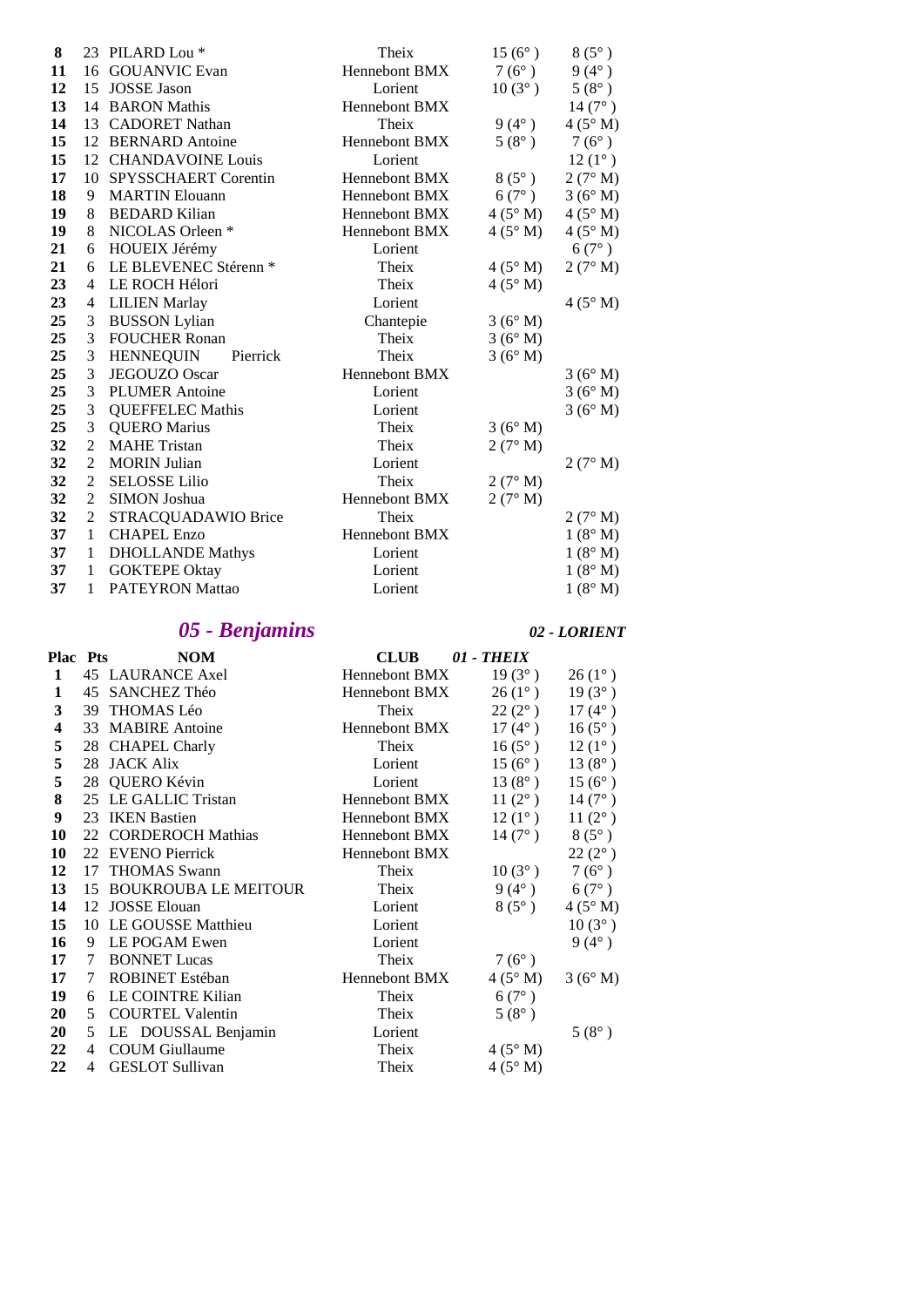| | | | | | |
|---|---|---|---|---|---|
| **8** | 23 | PILARD Lou * | Theix | 15 (6° ) | 8 (5° ) |
| **11** | 16 | GOUANVIC Evan | Hennebont BMX | 7 (6° ) | 9 (4° ) |
| **12** | 15 | JOSSE Jason | Lorient | 10 (3° ) | 5 (8° ) |
| **13** | 14 | BARON Mathis | Hennebont BMX | | 14 (7° ) |
| **14** | 13 | CADORET Nathan | Theix | 9 (4° ) | 4 (5° M) |
| **15** | 12 | BERNARD Antoine | Hennebont BMX | 5 (8° ) | 7 (6° ) |
| **15** | 12 | CHANDAVOINE Louis | Lorient | | 12 (1° ) |
| **17** | 10 | SPYSSCHAERT Corentin | Hennebont BMX | 8 (5° ) | 2 (7° M) |
| **18** | 9 | MARTIN Elouann | Hennebont BMX | 6 (7° ) | 3 (6° M) |
| **19** | 8 | BEDARD Kilian | Hennebont BMX | 4 (5° M) | 4 (5° M) |
| **19** | 8 | NICOLAS Orleen * | Hennebont BMX | 4 (5° M) | 4 (5° M) |
| **21** | 6 | HOUEIX Jérémy | Lorient | | 6 (7° ) |
| **21** | 6 | LE BLEVENEC Stérenn * | Theix | 4 (5° M) | 2 (7° M) |
| **23** | 4 | LE ROCH Hélori | Theix | 4 (5° M) | |
| **23** | 4 | LILIEN Marlay | Lorient | | 4 (5° M) |
| **25** | 3 | BUSSON Lylian | Chantepie | 3 (6° M) | |
| **25** | 3 | FOUCHER Ronan | Theix | 3 (6° M) | |
| **25** | 3 | HENNEQUIN Pierrick | Theix | 3 (6° M) | |
| **25** | 3 | JEGOUZO Oscar | Hennebont BMX | | 3 (6° M) |
| **25** | 3 | PLUMER Antoine | Lorient | | 3 (6° M) |
| **25** | 3 | QUEFFELEC Mathis | Lorient | | 3 (6° M) |
| **25** | 3 | QUERO Marius | Theix | 3 (6° M) | |
| **32** | 2 | MAHE Tristan | Theix | 2 (7° M) | |
| **32** | 2 | MORIN Julian | Lorient | | 2 (7° M) |
| **32** | 2 | SELOSSE Lilio | Theix | 2 (7° M) | |
| **32** | 2 | SIMON Joshua | Hennebont BMX | 2 (7° M) | |
| **32** | 2 | STRACQUADAWIO Brice | Theix | | 2 (7° M) |
| **37** | 1 | CHAPEL Enzo | Hennebont BMX | | 1 (8° M) |
| **37** | 1 | DHOLLANDE Mathys | Lorient | | 1 (8° M) |
| **37** | 1 | GOKTEPE Oktay | Lorient | | 1 (8° M) |
| **37** | 1 | PATEYRON Mattao | Lorient | | 1 (8° M) |

## *05 - Benjamins*

| Plac | Pts | NOM | CLUB | *01 - THEIX* | *02 - LORIENT* |
|---|---|---|---|---|---|
| **1** | 45 | LAURANCE Axel | Hennebont BMX | 19 (3° ) | 26 (1° ) |
| **1** | 45 | SANCHEZ Théo | Hennebont BMX | 26 (1° ) | 19 (3° ) |
| **3** | 39 | THOMAS Léo | Theix | 22 (2° ) | 17 (4° ) |
| **4** | 33 | MABIRE Antoine | Hennebont BMX | 17 (4° ) | 16 (5° ) |
| **5** | 28 | CHAPEL Charly | Theix | 16 (5° ) | 12 (1° ) |
| **5** | 28 | JACK Alix | Lorient | 15 (6° ) | 13 (8° ) |
| **5** | 28 | QUERO Kévin | Lorient | 13 (8° ) | 15 (6° ) |
| **8** | 25 | LE GALLIC Tristan | Hennebont BMX | 11 (2° ) | 14 (7° ) |
| **9** | 23 | IKEN Bastien | Hennebont BMX | 12 (1° ) | 11 (2° ) |
| **10** | 22 | CORDEROCH Mathias | Hennebont BMX | 14 (7° ) | 8 (5° ) |
| **10** | 22 | EVENO Pierrick | Hennebont BMX | | 22 (2° ) |
| **12** | 17 | THOMAS Swann | Theix | 10 (3° ) | 7 (6° ) |
| **13** | 15 | BOUKROUBA LE MEITOUR | Theix | 9 (4° ) | 6 (7° ) |
| **14** | 12 | JOSSE Elouan | Lorient | 8 (5° ) | 4 (5° M) |
| **15** | 10 | LE GOUSSE Matthieu | Lorient | | 10 (3° ) |
| **16** | 9 | LE POGAM Ewen | Lorient | | 9 (4° ) |
| **17** | 7 | BONNET Lucas | Theix | 7 (6° ) | |
| **17** | 7 | ROBINET Estéban | Hennebont BMX | 4 (5° M) | 3 (6° M) |
| **19** | 6 | LE COINTRE Kilian | Theix | 6 (7° ) | |
| **20** | 5 | COURTEL Valentin | Theix | 5 (8° ) | |
| **20** | 5 | LE DOUSSAL Benjamin | Lorient | | 5 (8° ) |
| **22** | 4 | COUM Giullaume | Theix | 4 (5° M) | |
| **22** | 4 | GESLOT Sullivan | Theix | 4 (5° M) | |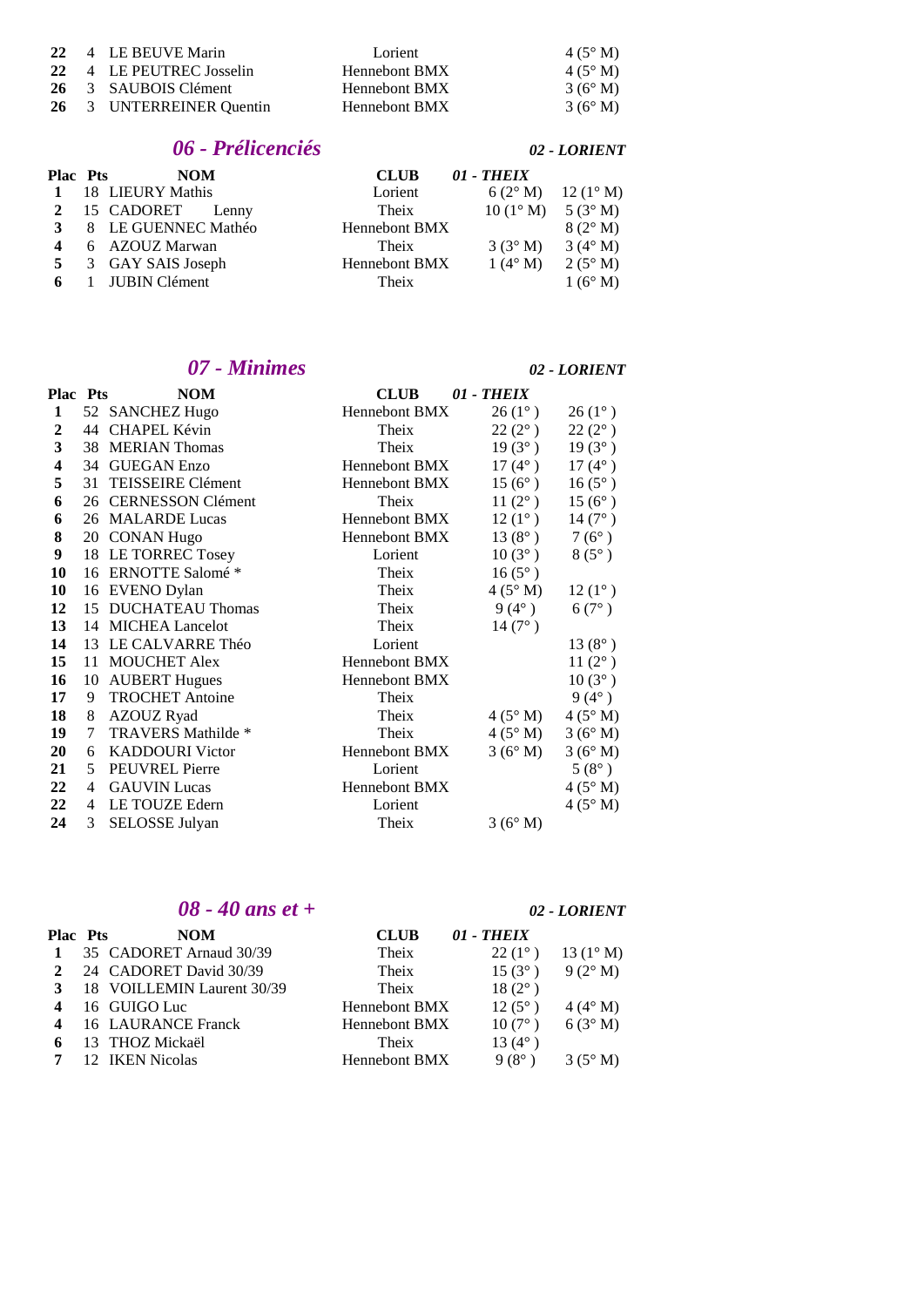| Plac | Pts | NOM | CLUB | | |
|---|---|---|---|---|---|
| **22** | 4 | LE BEUVE Marin | Lorient | | 4 (5° M) |
| **22** | 4 | LE PEUTREC Josselin | Hennebont BMX | | 4 (5° M) |
| **26** | 3 | SAUBOIS Clément | Hennebont BMX | | 3 (6° M) |
| **26** | 3 | UNTERREINER Quentin | Hennebont BMX | | 3 (6° M) |

## *06 - Prélicenciés*

| Plac | Pts | NOM | CLUB | *01 - THEIX* | *02 - LORIENT* |
|---|---|---|---|---|---|
| **1** | 18 | LIEURY Mathis | Lorient | 6 (2° M) | 12 (1° M) |
| **2** | 15 | CADORET Lenny | Theix | 10 (1° M) | 5 (3° M) |
| **3** | 8 | LE GUENNEC Mathéo | Hennebont BMX | | 8 (2° M) |
| **4** | 6 | AZOUZ Marwan | Theix | 3 (3° M) | 3 (4° M) |
| **5** | 3 | GAY SAIS Joseph | Hennebont BMX | 1 (4° M) | 2 (5° M) |
| **6** | 1 | JUBIN Clément | Theix | | 1 (6° M) |

## *07 - Minimes*

| Plac | Pts | NOM | CLUB | *01 - THEIX* | *02 - LORIENT* |
|---|---|---|---|---|---|
| **1** | 52 | SANCHEZ Hugo | Hennebont BMX | 26 (1° ) | 26 (1° ) |
| **2** | 44 | CHAPEL Kévin | Theix | 22 (2° ) | 22 (2° ) |
| **3** | 38 | MERIAN Thomas | Theix | 19 (3° ) | 19 (3° ) |
| **4** | 34 | GUEGAN Enzo | Hennebont BMX | 17 (4° ) | 17 (4° ) |
| **5** | 31 | TEISSEIRE Clément | Hennebont BMX | 15 (6° ) | 16 (5° ) |
| **6** | 26 | CERNESSON Clément | Theix | 11 (2° ) | 15 (6° ) |
| **6** | 26 | MALARDE Lucas | Hennebont BMX | 12 (1° ) | 14 (7° ) |
| **8** | 20 | CONAN Hugo | Hennebont BMX | 13 (8° ) | 7 (6° ) |
| **9** | 18 | LE TORREC Tosey | Lorient | 10 (3° ) | 8 (5° ) |
| **10** | 16 | ERNOTTE Salomé * | Theix | 16 (5° ) | |
| **10** | 16 | EVENO Dylan | Theix | 4 (5° M) | 12 (1° ) |
| **12** | 15 | DUCHATEAU Thomas | Theix | 9 (4° ) | 6 (7° ) |
| **13** | 14 | MICHEA Lancelot | Theix | 14 (7° ) | |
| **14** | 13 | LE CALVARRE Théo | Lorient | | 13 (8° ) |
| **15** | 11 | MOUCHET Alex | Hennebont BMX | | 11 (2° ) |
| **16** | 10 | AUBERT Hugues | Hennebont BMX | | 10 (3° ) |
| **17** | 9 | TROCHET Antoine | Theix | | 9 (4° ) |
| **18** | 8 | AZOUZ Ryad | Theix | 4 (5° M) | 4 (5° M) |
| **19** | 7 | TRAVERS Mathilde * | Theix | 4 (5° M) | 3 (6° M) |
| **20** | 6 | KADDOURI Victor | Hennebont BMX | 3 (6° M) | 3 (6° M) |
| **21** | 5 | PEUVREL Pierre | Lorient | | 5 (8° ) |
| **22** | 4 | GAUVIN Lucas | Hennebont BMX | | 4 (5° M) |
| **22** | 4 | LE TOUZE Edern | Lorient | | 4 (5° M) |
| **24** | 3 | SELOSSE Julyan | Theix | 3 (6° M) | |

## *08 - 40 ans et +*

| Plac | Pts | NOM | CLUB | *01 - THEIX* | *02 - LORIENT* |
|---|---|---|---|---|---|
| **1** | 35 | CADORET Arnaud 30/39 | Theix | 22 (1° ) | 13 (1° M) |
| **2** | 24 | CADORET David 30/39 | Theix | 15 (3° ) | 9 (2° M) |
| **3** | 18 | VOILLEMIN Laurent 30/39 | Theix | 18 (2° ) | |
| **4** | 16 | GUIGO Luc | Hennebont BMX | 12 (5° ) | 4 (4° M) |
| **4** | 16 | LAURANCE Franck | Hennebont BMX | 10 (7° ) | 6 (3° M) |
| **6** | 13 | THOZ Mickaël | Theix | 13 (4° ) | |
| **7** | 12 | IKEN Nicolas | Hennebont BMX | 9 (8° ) | 3 (5° M) |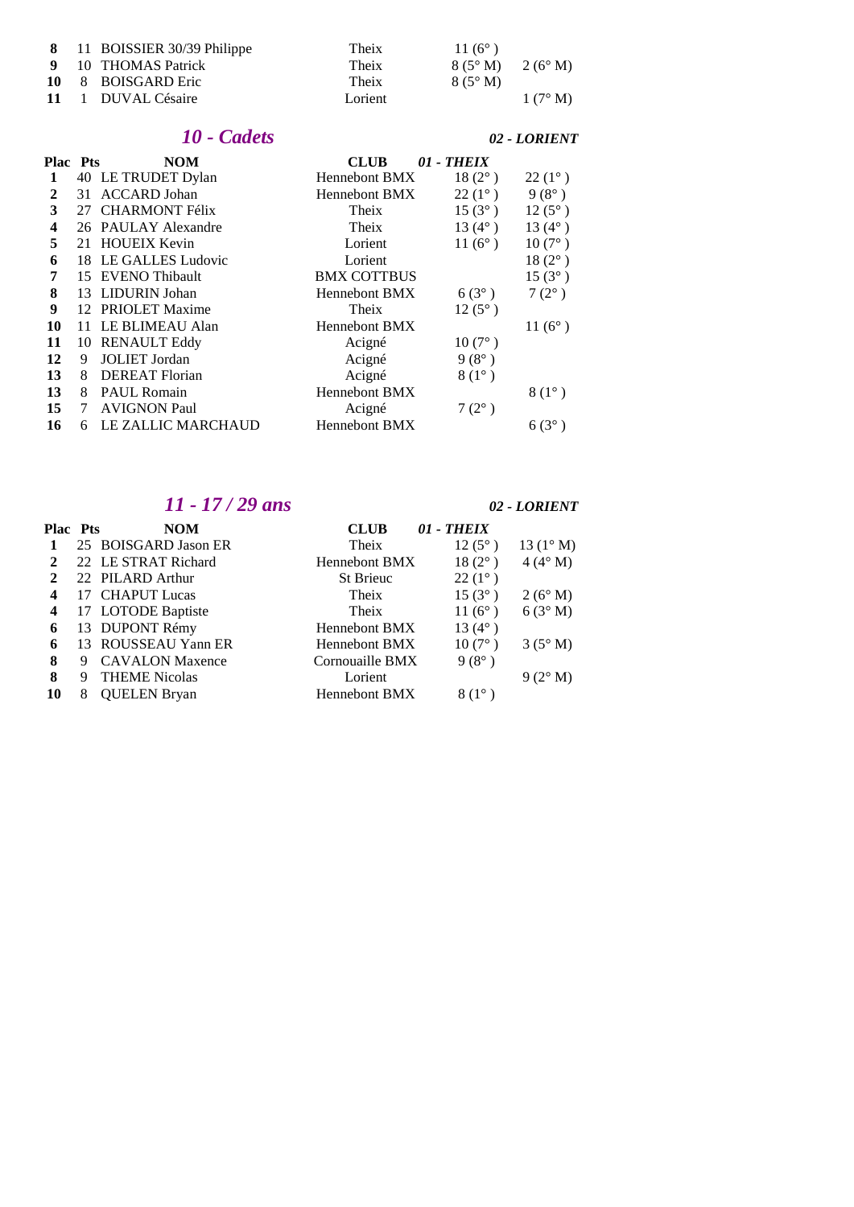| | | | | | |
|---|---|---|---|---|---|
| **8** | 11 | BOISSIER 30/39 Philippe | Theix | 11 (6° ) | |
| **9** | 10 | THOMAS Patrick | Theix | 8 (5° M) | 2 (6° M) |
| **10** | 8 | BOISGARD Eric | Theix | 8 (5° M) | |
| **11** | 1 | DUVAL Césaire | Lorient | | 1 (7° M) |

## *10 - Cadets*

| Plac | Pts | NOM | CLUB | *01 - THEIX* | *02 - LORIENT* |
|---|---|---|---|---|---|
| **1** | 40 | LE TRUDET Dylan | Hennebont BMX | 18 (2° ) | 22 (1° ) |
| **2** | 31 | ACCARD Johan | Hennebont BMX | 22 (1° ) | 9 (8° ) |
| **3** | 27 | CHARMONT Félix | Theix | 15 (3° ) | 12 (5° ) |
| **4** | 26 | PAULAY Alexandre | Theix | 13 (4° ) | 13 (4° ) |
| **5** | 21 | HOUEIX Kevin | Lorient | 11 (6° ) | 10 (7° ) |
| **6** | 18 | LE GALLES Ludovic | Lorient | | 18 (2° ) |
| **7** | 15 | EVENO Thibault | BMX COTTBUS | | 15 (3° ) |
| **8** | 13 | LIDURIN Johan | Hennebont BMX | 6 (3° ) | 7 (2° ) |
| **9** | 12 | PRIOLET Maxime | Theix | 12 (5° ) | |
| **10** | 11 | LE BLIMEAU Alan | Hennebont BMX | | 11 (6° ) |
| **11** | 10 | RENAULT Eddy | Acigné | 10 (7° ) | |
| **12** | 9 | JOLIET Jordan | Acigné | 9 (8° ) | |
| **13** | 8 | DEREAT Florian | Acigné | 8 (1° ) | |
| **13** | 8 | PAUL Romain | Hennebont BMX | | 8 (1° ) |
| **15** | 7 | AVIGNON Paul | Acigné | 7 (2° ) | |
| **16** | 6 | LE ZALLIC MARCHAUD | Hennebont BMX | | 6 (3° ) |

## *11 - 17 / 29 ans*

| Plac | Pts | NOM | CLUB | *01 - THEIX* | *02 - LORIENT* |
|---|---|---|---|---|---|
| **1** | 25 | BOISGARD Jason ER | Theix | 12 (5° ) | 13 (1° M) |
| **2** | 22 | LE STRAT Richard | Hennebont BMX | 18 (2° ) | 4 (4° M) |
| **2** | 22 | PILARD Arthur | St Brieuc | 22 (1° ) | |
| **4** | 17 | CHAPUT Lucas | Theix | 15 (3° ) | 2 (6° M) |
| **4** | 17 | LOTODE Baptiste | Theix | 11 (6° ) | 6 (3° M) |
| **6** | 13 | DUPONT Rémy | Hennebont BMX | 13 (4° ) | |
| **6** | 13 | ROUSSEAU Yann ER | Hennebont BMX | 10 (7° ) | 3 (5° M) |
| **8** | 9 | CAVALON Maxence | Cornouaille BMX | 9 (8° ) | |
| **8** | 9 | THEME Nicolas | Lorient | | 9 (2° M) |
| **10** | 8 | QUELEN Bryan | Hennebont BMX | 8 (1° ) | |